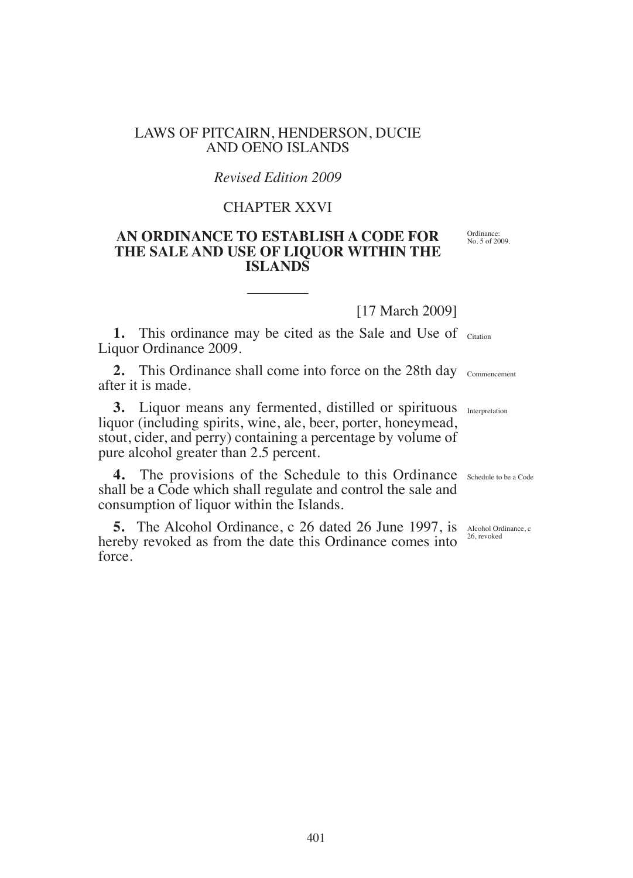LAWS OF PITCAIRN, HENDERSON, DUCIE AND OENO ISLANDS

*Revised Edition 2009*

CHAPTER XXVI

# AN ORDINANCE TO ESTABLISH A CODE FOR THE SALE AND USE OF LIQUOR WITHIN THE ISLANDS

Ordinance: No. 5 of 2009.

[17 March 2009]

**1.** This ordinance may be cited as the Sale and Use of Liquor Ordinance 2009. *Citation*

**2.** This Ordinance shall come into force on the 28th day after it is made. *Commencement*

**3.** Liquor means any fermented, distilled or spirituous liquor (including spirits, wine, ale, beer, porter, honeymead, stout, cider, and perry) containing a percentage by volume of pure alcohol greater than 2.5 percent. *Interpretation*

**4.** The provisions of the Schedule to this Ordinance shall be a Code which shall regulate and control the sale and consumption of liquor within the Islands. *Schedule to be a Code*

**5.** The Alcohol Ordinance, c 26 dated 26 June 1997, is hereby revoked as from the date this Ordinance comes into force. *Alcohol Ordinance, c 26, revoked*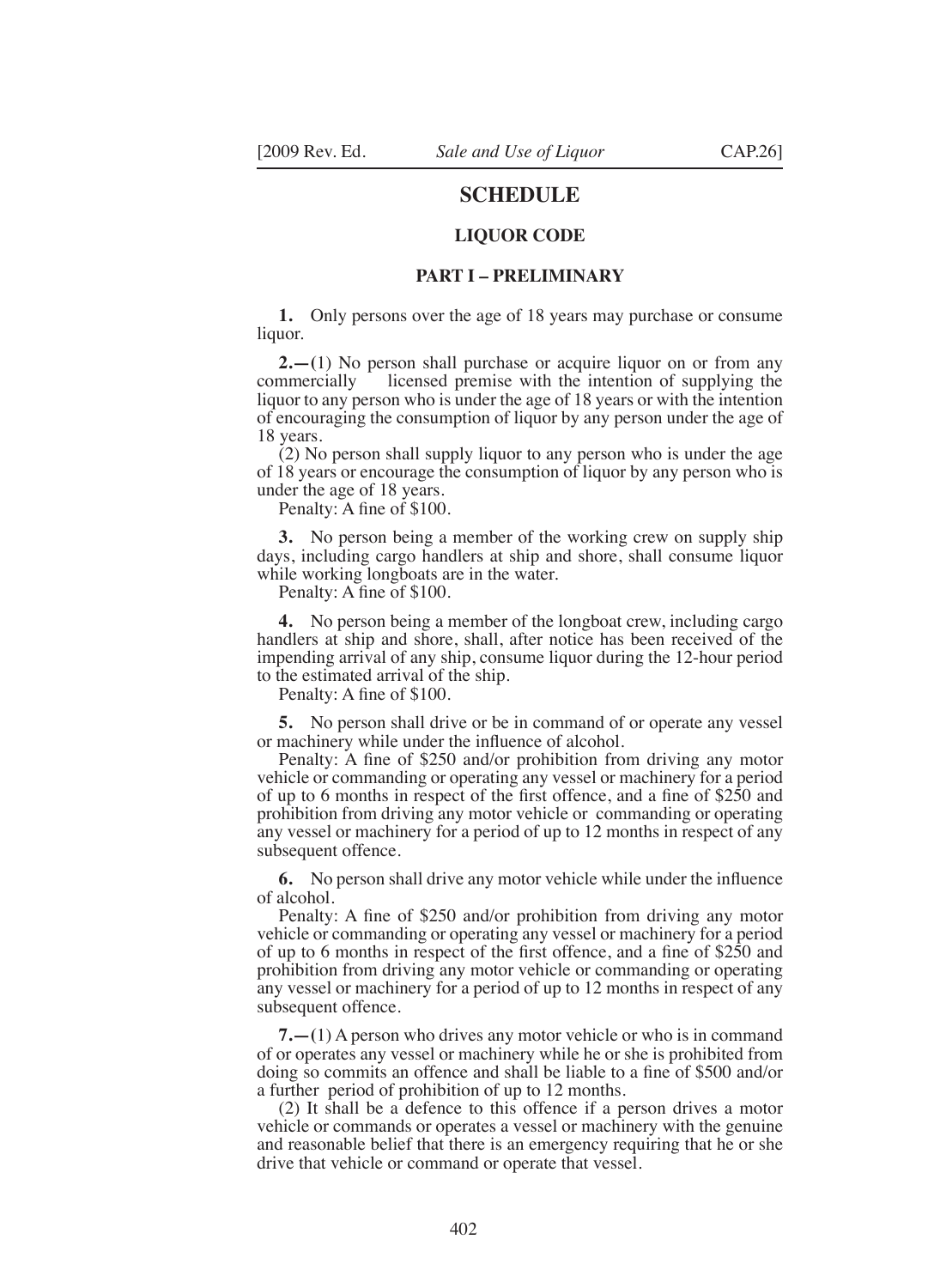# SCHEDULE

## LIQUOR CODE

### PART I – PRELIMINARY

**1.** Only persons over the age of 18 years may purchase or consume liquor.

**2.—**(1) No person shall purchase or acquire liquor on or from any commercially licensed premise with the intention of supplying the liquor to any person who is under the age of 18 years or with the intention of encouraging the consumption of liquor by any person under the age of 18 years.

(2) No person shall supply liquor to any person who is under the age of 18 years or encourage the consumption of liquor by any person who is under the age of 18 years.

Penalty: A fine of $100.

**3.** No person being a member of the working crew on supply ship days, including cargo handlers at ship and shore, shall consume liquor while working longboats are in the water.

Penalty: A fine of $100.

**4.** No person being a member of the longboat crew, including cargo handlers at ship and shore, shall, after notice has been received of the impending arrival of any ship, consume liquor during the 12-hour period to the estimated arrival of the ship.

Penalty: A fine of $100.

**5.** No person shall drive or be in command of or operate any vessel or machinery while under the influence of alcohol.

Penalty: A fine of $250 and/or prohibition from driving any motor vehicle or commanding or operating any vessel or machinery for a period of up to 6 months in respect of the first offence, and a fine of $250 and prohibition from driving any motor vehicle or commanding or operating any vessel or machinery for a period of up to 12 months in respect of any subsequent offence.

**6.** No person shall drive any motor vehicle while under the influence of alcohol.

Penalty: A fine of $250 and/or prohibition from driving any motor vehicle or commanding or operating any vessel or machinery for a period of up to 6 months in respect of the first offence, and a fine of $250 and prohibition from driving any motor vehicle or commanding or operating any vessel or machinery for a period of up to 12 months in respect of any subsequent offence.

**7.—**(1) A person who drives any motor vehicle or who is in command of or operates any vessel or machinery while he or she is prohibited from doing so commits an offence and shall be liable to a fine of $500 and/or a further period of prohibition of up to 12 months.

(2) It shall be a defence to this offence if a person drives a motor vehicle or commands or operates a vessel or machinery with the genuine and reasonable belief that there is an emergency requiring that he or she drive that vehicle or command or operate that vessel.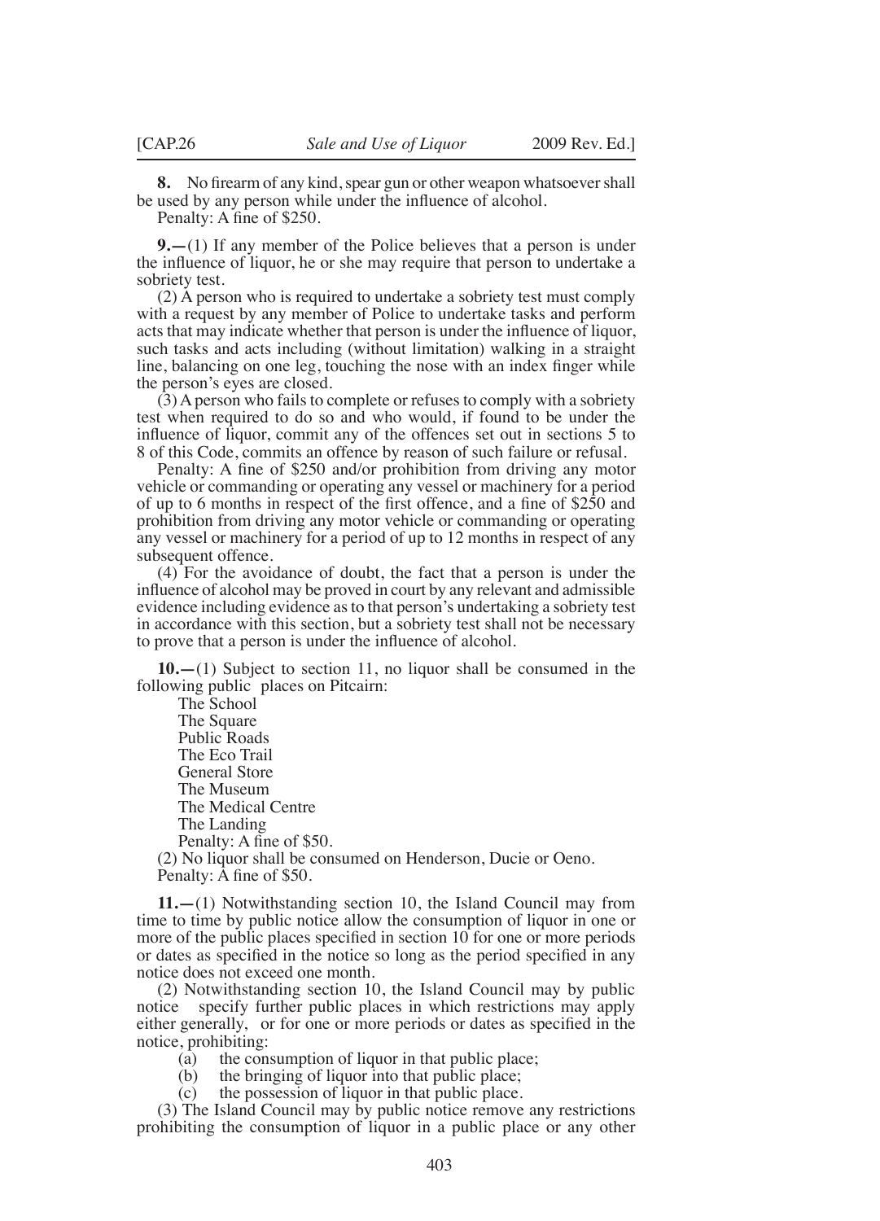**8.** No firearm of any kind, spear gun or other weapon whatsoever shall be used by any person while under the influence of alcohol.

Penalty: A fine of $250.

**9.**—(1) If any member of the Police believes that a person is under the influence of liquor, he or she may require that person to undertake a sobriety test.

(2) A person who is required to undertake a sobriety test must comply with a request by any member of Police to undertake tasks and perform acts that may indicate whether that person is under the influence of liquor, such tasks and acts including (without limitation) walking in a straight line, balancing on one leg, touching the nose with an index finger while the person's eyes are closed.

(3) A person who fails to complete or refuses to comply with a sobriety test when required to do so and who would, if found to be under the influence of liquor, commit any of the offences set out in sections 5 to 8 of this Code, commits an offence by reason of such failure or refusal.

Penalty: A fine of $250 and/or prohibition from driving any motor vehicle or commanding or operating any vessel or machinery for a period of up to 6 months in respect of the first offence, and a fine of $250 and prohibition from driving any motor vehicle or commanding or operating any vessel or machinery for a period of up to 12 months in respect of any subsequent offence.

(4) For the avoidance of doubt, the fact that a person is under the influence of alcohol may be proved in court by any relevant and admissible evidence including evidence as to that person's undertaking a sobriety test in accordance with this section, but a sobriety test shall not be necessary to prove that a person is under the influence of alcohol.

**10.**—(1) Subject to section 11, no liquor shall be consumed in the following public places on Pitcairn:

The School
The Square
Public Roads
The Eco Trail
General Store
The Museum
The Medical Centre
The Landing

Penalty: A fine of $50.

(2) No liquor shall be consumed on Henderson, Ducie or Oeno.

Penalty: A fine of $50.

**11.**—(1) Notwithstanding section 10, the Island Council may from time to time by public notice allow the consumption of liquor in one or more of the public places specified in section 10 for one or more periods or dates as specified in the notice so long as the period specified in any notice does not exceed one month.

(2) Notwithstanding section 10, the Island Council may by public notice specify further public places in which restrictions may apply either generally, or for one or more periods or dates as specified in the notice, prohibiting:

(a) the consumption of liquor in that public place;
(b) the bringing of liquor into that public place;
(c) the possession of liquor in that public place.

(3) The Island Council may by public notice remove any restrictions prohibiting the consumption of liquor in a public place or any other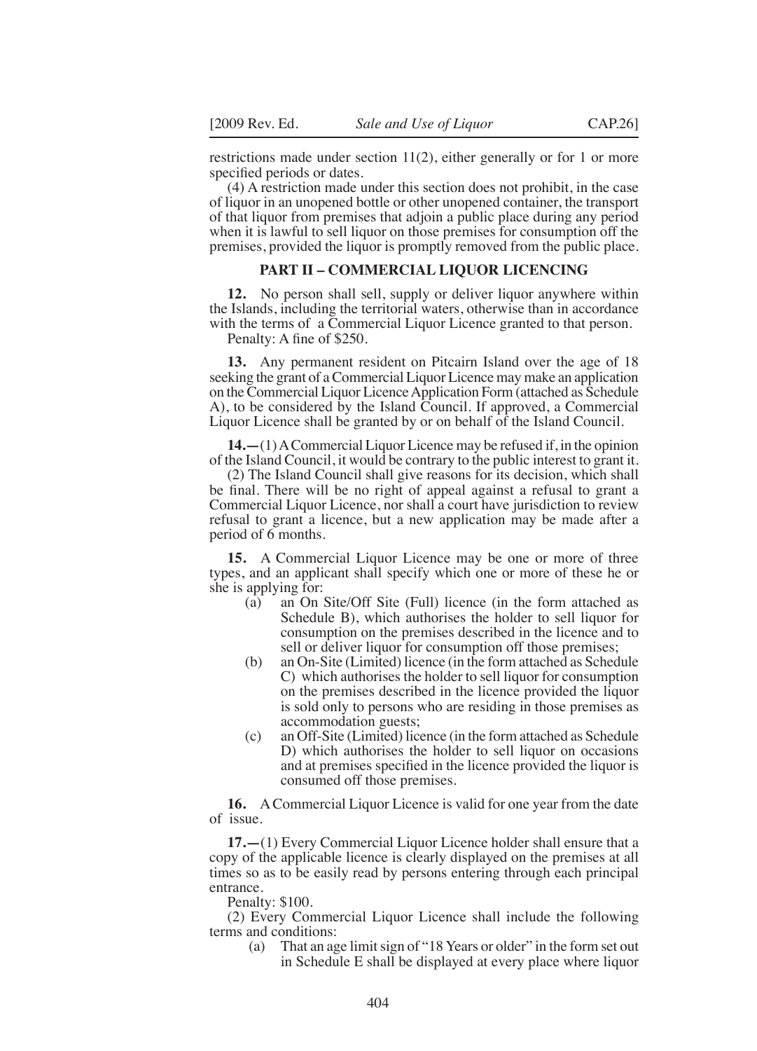restrictions made under section 11(2), either generally or for 1 or more specified periods or dates.

(4) A restriction made under this section does not prohibit, in the case of liquor in an unopened bottle or other unopened container, the transport of that liquor from premises that adjoin a public place during any period when it is lawful to sell liquor on those premises for consumption off the premises, provided the liquor is promptly removed from the public place.

## PART II – COMMERCIAL LIQUOR LICENCING

**12.** No person shall sell, supply or deliver liquor anywhere within the Islands, including the territorial waters, otherwise than in accordance with the terms of a Commercial Liquor Licence granted to that person.

Penalty: A fine of $250.

**13.** Any permanent resident on Pitcairn Island over the age of 18 seeking the grant of a Commercial Liquor Licence may make an application on the Commercial Liquor Licence Application Form (attached as Schedule A), to be considered by the Island Council. If approved, a Commercial Liquor Licence shall be granted by or on behalf of the Island Council.

**14.—**(1) A Commercial Liquor Licence may be refused if, in the opinion of the Island Council, it would be contrary to the public interest to grant it.

(2) The Island Council shall give reasons for its decision, which shall be final. There will be no right of appeal against a refusal to grant a Commercial Liquor Licence, nor shall a court have jurisdiction to review refusal to grant a licence, but a new application may be made after a period of 6 months.

**15.** A Commercial Liquor Licence may be one or more of three types, and an applicant shall specify which one or more of these he or she is applying for:

(a) an On Site/Off Site (Full) licence (in the form attached as Schedule B), which authorises the holder to sell liquor for consumption on the premises described in the licence and to sell or deliver liquor for consumption off those premises;

(b) an On-Site (Limited) licence (in the form attached as Schedule C) which authorises the holder to sell liquor for consumption on the premises described in the licence provided the liquor is sold only to persons who are residing in those premises as accommodation guests;

(c) an Off-Site (Limited) licence (in the form attached as Schedule D) which authorises the holder to sell liquor on occasions and at premises specified in the licence provided the liquor is consumed off those premises.

**16.** A Commercial Liquor Licence is valid for one year from the date of issue.

**17.—**(1) Every Commercial Liquor Licence holder shall ensure that a copy of the applicable licence is clearly displayed on the premises at all times so as to be easily read by persons entering through each principal entrance.

Penalty: $100.

(2) Every Commercial Liquor Licence shall include the following terms and conditions:

(a) That an age limit sign of "18 Years or older" in the form set out in Schedule E shall be displayed at every place where liquor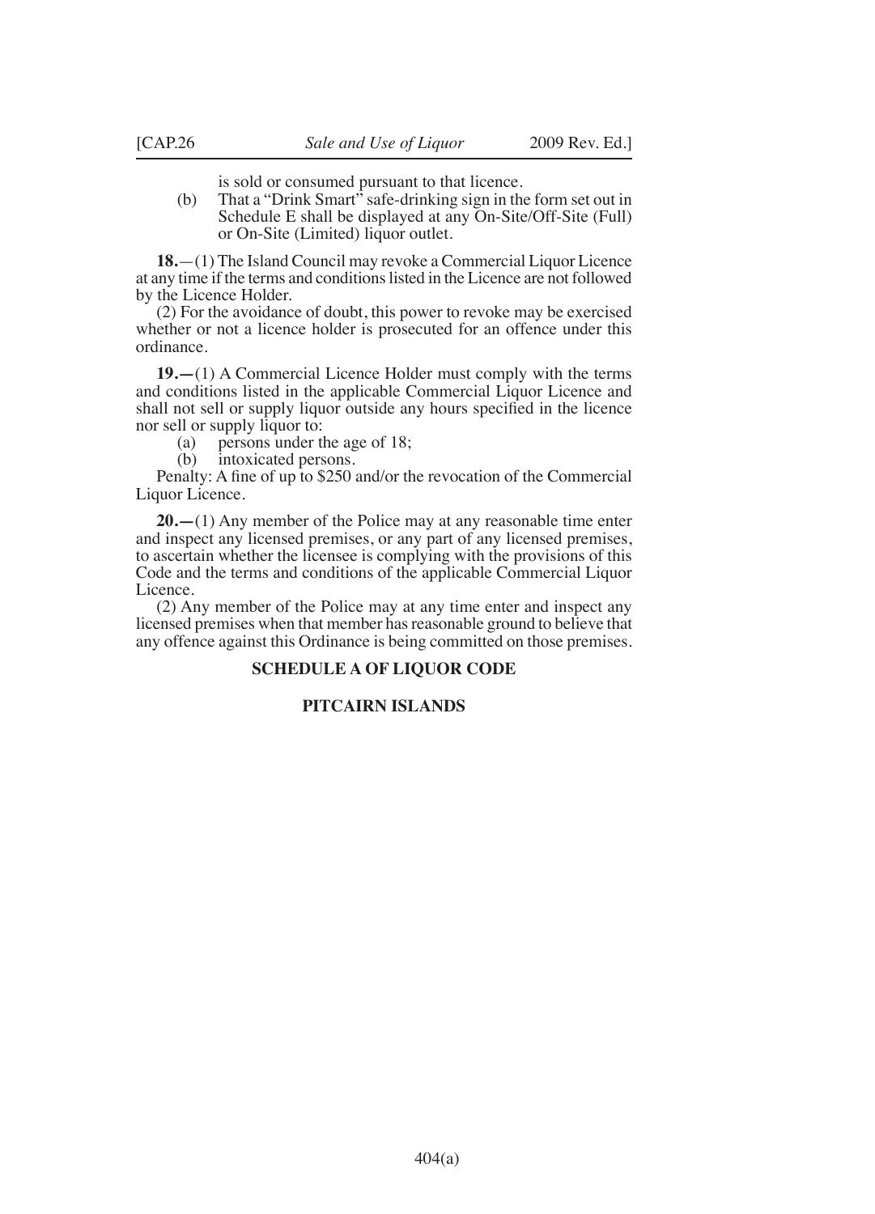is sold or consumed pursuant to that licence.

(b) That a "Drink Smart" safe-drinking sign in the form set out in Schedule E shall be displayed at any On-Site/Off-Site (Full) or On-Site (Limited) liquor outlet.

**18.**—(1) The Island Council may revoke a Commercial Liquor Licence at any time if the terms and conditions listed in the Licence are not followed by the Licence Holder.

(2) For the avoidance of doubt, this power to revoke may be exercised whether or not a licence holder is prosecuted for an offence under this ordinance.

**19.—**(1) A Commercial Licence Holder must comply with the terms and conditions listed in the applicable Commercial Liquor Licence and shall not sell or supply liquor outside any hours specified in the licence nor sell or supply liquor to:

(a) persons under the age of 18;

(b) intoxicated persons.

Penalty: A fine of up to $250 and/or the revocation of the Commercial Liquor Licence.

**20.—**(1) Any member of the Police may at any reasonable time enter and inspect any licensed premises, or any part of any licensed premises, to ascertain whether the licensee is complying with the provisions of this Code and the terms and conditions of the applicable Commercial Liquor Licence.

(2) Any member of the Police may at any time enter and inspect any licensed premises when that member has reasonable ground to believe that any offence against this Ordinance is being committed on those premises.

## SCHEDULE A OF LIQUOR CODE

## PITCAIRN ISLANDS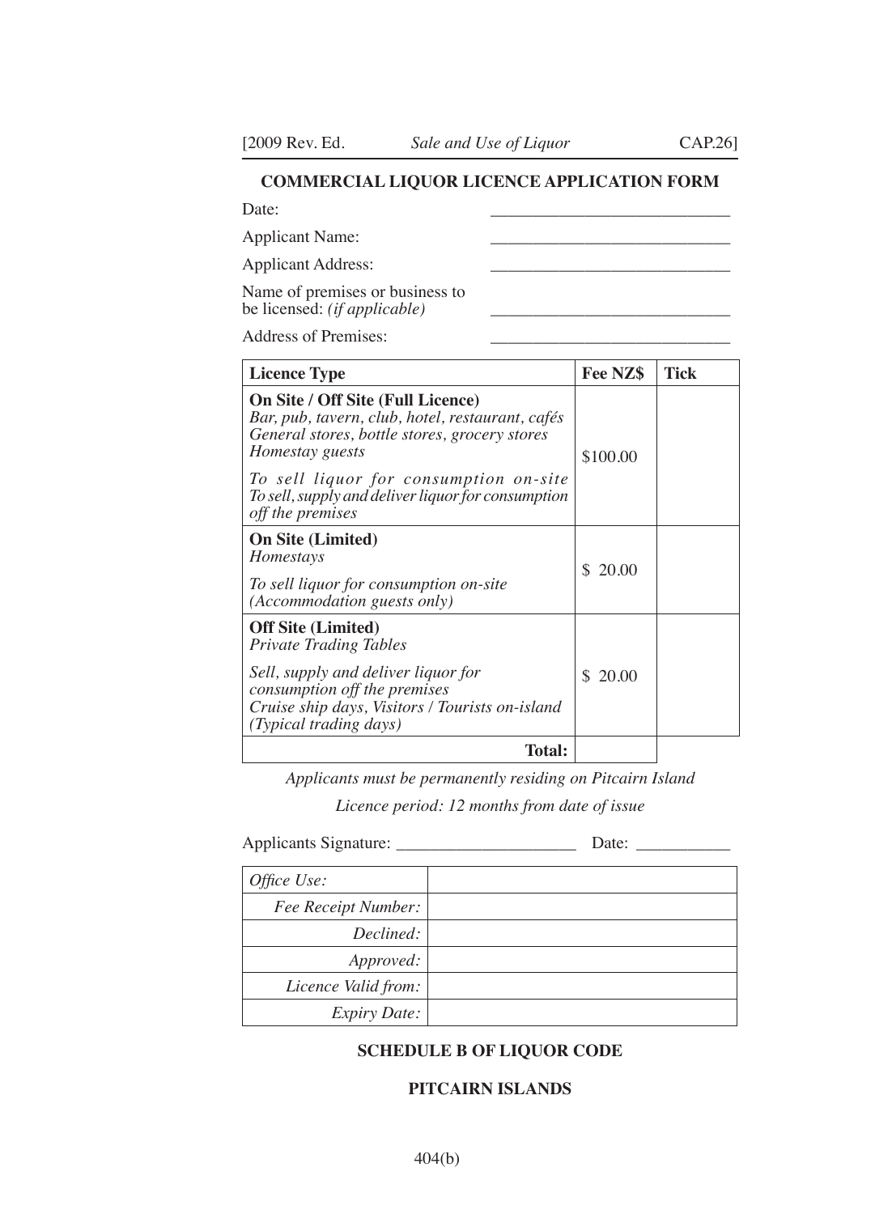## COMMERCIAL LIQUOR LICENCE APPLICATION FORM

Date: ____________________________

Applicant Name: ____________________________

Applicant Address: ____________________________

Name of premises or business to be licensed: *(if applicable)* ____________________________

Address of Premises: ____________________________

| Licence Type | Fee NZ$ | Tick |
|---|---|---|
| **On Site / Off Site (Full Licence)**<br>*Bar, pub, tavern, club, hotel, restaurant, cafés*<br>*General stores, bottle stores, grocery stores*<br>*Homestay guests*<br>*To sell liquor for consumption on-site*<br>*To sell, supply and deliver liquor for consumption off the premises* | $100.00 | |
| **On Site (Limited)**<br>*Homestays*<br>*To sell liquor for consumption on-site (Accommodation guests only)* | $ 20.00 | |
| **Off Site (Limited)**<br>*Private Trading Tables*<br>*Sell, supply and deliver liquor for consumption off the premises*<br>*Cruise ship days, Visitors / Tourists on-island (Typical trading days)* | $ 20.00 | |
| **Total:** | | |

*Applicants must be permanently residing on Pitcairn Island*

*Licence period: 12 months from date of issue*

Applicants Signature: ____________________ Date: ___________

| *Office Use:* | |
|---|---|
| *Fee Receipt Number:* | |
| *Declined:* | |
| *Approved:* | |
| *Licence Valid from:* | |
| *Expiry Date:* | |

**SCHEDULE B OF LIQUOR CODE**

**PITCAIRN ISLANDS**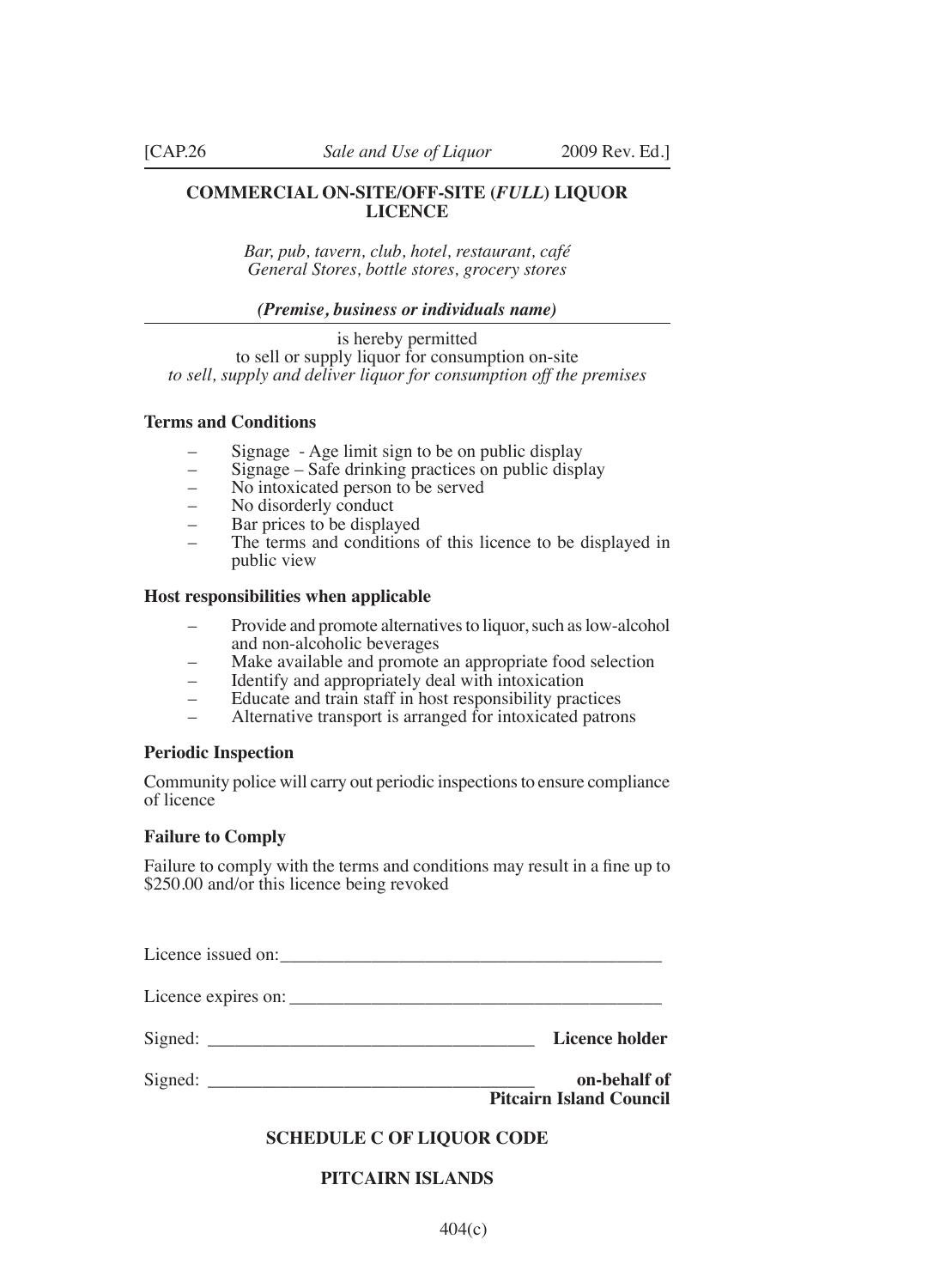## COMMERCIAL ON-SITE/OFF-SITE (*FULL*) LIQUOR LICENCE

*Bar, pub, tavern, club, hotel, restaurant, café*
*General Stores, bottle stores, grocery stores*

***(Premise, business or individuals name)***

is hereby permitted
to sell or supply liquor for consumption on-site
*to sell, supply and deliver liquor for consumption off the premises*

**Terms and Conditions**

- Signage - Age limit sign to be on public display
- Signage – Safe drinking practices on public display
- No intoxicated person to be served
- No disorderly conduct
- Bar prices to be displayed
- The terms and conditions of this licence to be displayed in public view

**Host responsibilities when applicable**

- Provide and promote alternatives to liquor, such as low-alcohol and non-alcoholic beverages
- Make available and promote an appropriate food selection
- Identify and appropriately deal with intoxication
- Educate and train staff in host responsibility practices
- Alternative transport is arranged for intoxicated patrons

**Periodic Inspection**

Community police will carry out periodic inspections to ensure compliance of licence

**Failure to Comply**

Failure to comply with the terms and conditions may result in a fine up to $250.00 and/or this licence being revoked

Licence issued on: ________________________________________

Licence expires on: ________________________________________

Signed: ___________________________________ **Licence holder**

Signed: ___________________________________ **on-behalf of Pitcairn Island Council**

**SCHEDULE C OF LIQUOR CODE**

**PITCAIRN ISLANDS**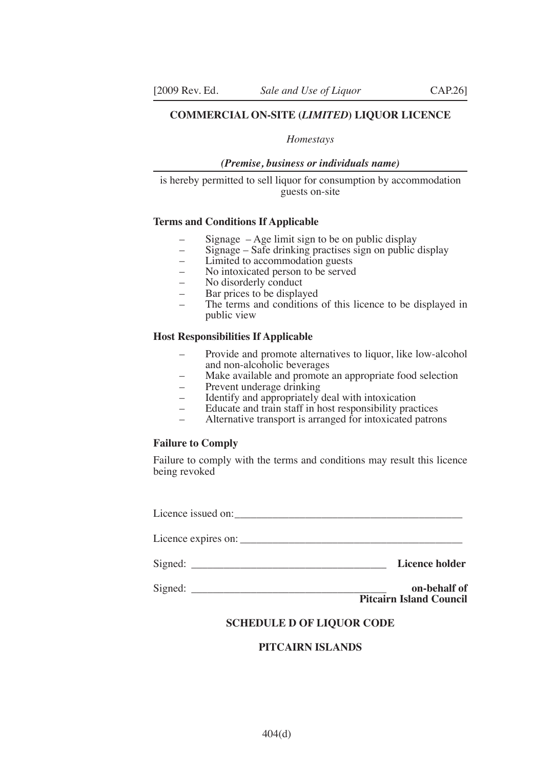## COMMERCIAL ON-SITE (*LIMITED*) LIQUOR LICENCE

*Homestays*

***(Premise, business or individuals name)***

is hereby permitted to sell liquor for consumption by accommodation guests on-site

**Terms and Conditions If Applicable**

- Signage – Age limit sign to be on public display
- Signage – Safe drinking practises sign on public display
- Limited to accommodation guests
- No intoxicated person to be served
- No disorderly conduct
- Bar prices to be displayed
- The terms and conditions of this licence to be displayed in public view

**Host Responsibilities If Applicable**

- Provide and promote alternatives to liquor, like low-alcohol and non-alcoholic beverages
- Make available and promote an appropriate food selection
- Prevent underage drinking
- Identify and appropriately deal with intoxication
- Educate and train staff in host responsibility practices
- Alternative transport is arranged for intoxicated patrons

**Failure to Comply**

Failure to comply with the terms and conditions may result this licence being revoked

Licence issued on:\_\_\_\_\_\_\_\_\_\_\_\_\_\_\_\_\_\_\_\_\_\_\_\_\_\_\_\_\_\_\_\_\_\_\_\_\_\_\_\_

Licence expires on: \_\_\_\_\_\_\_\_\_\_\_\_\_\_\_\_\_\_\_\_\_\_\_\_\_\_\_\_\_\_\_\_\_\_\_\_\_\_\_

Signed: \_\_\_\_\_\_\_\_\_\_\_\_\_\_\_\_\_\_\_\_\_\_\_\_\_\_\_\_\_\_\_\_\_\_\_ **Licence holder**

Signed: \_\_\_\_\_\_\_\_\_\_\_\_\_\_\_\_\_\_\_\_\_\_\_\_\_\_\_\_\_\_\_\_\_\_\_ **on-behalf of Pitcairn Island Council**

**SCHEDULE D OF LIQUOR CODE**

**PITCAIRN ISLANDS**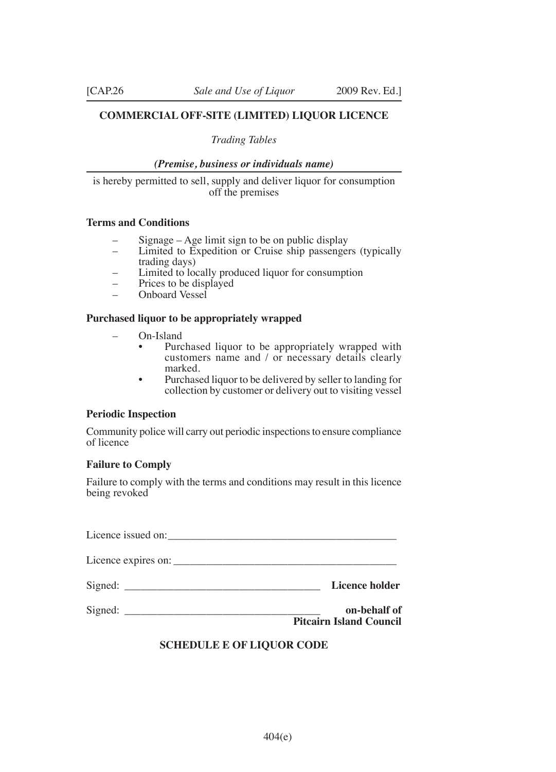**COMMERCIAL OFF-SITE (LIMITED) LIQUOR LICENCE**

*Trading Tables*

***(Premise, business or individuals name)***

is hereby permitted to sell, supply and deliver liquor for consumption off the premises

**Terms and Conditions**

- Signage – Age limit sign to be on public display
- Limited to Expedition or Cruise ship passengers (typically trading days)
- Limited to locally produced liquor for consumption
- Prices to be displayed
- Onboard Vessel

**Purchased liquor to be appropriately wrapped**

- On-Island
  - Purchased liquor to be appropriately wrapped with customers name and / or necessary details clearly marked.
  - Purchased liquor to be delivered by seller to landing for collection by customer or delivery out to visiting vessel

**Periodic Inspection**

Community police will carry out periodic inspections to ensure compliance of licence

**Failure to Comply**

Failure to comply with the terms and conditions may result in this licence being revoked

Licence issued on: ________________________________________

Licence expires on: ________________________________________

Signed: ___________________________________ **Licence holder**

Signed: ___________________________________ **on-behalf of Pitcairn Island Council**

**SCHEDULE E OF LIQUOR CODE**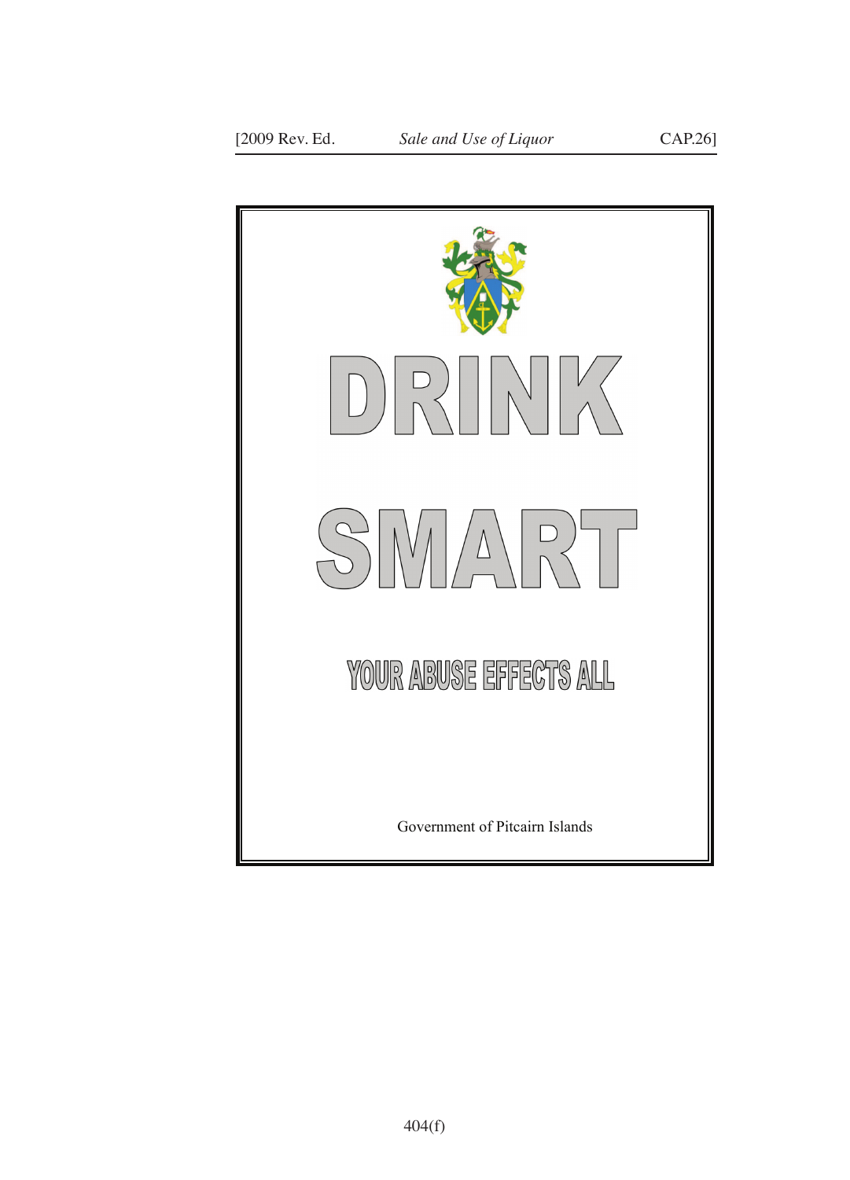# DRINK

# SMART

## YOUR ABUSE EFFECTS ALL

Government of Pitcairn Islands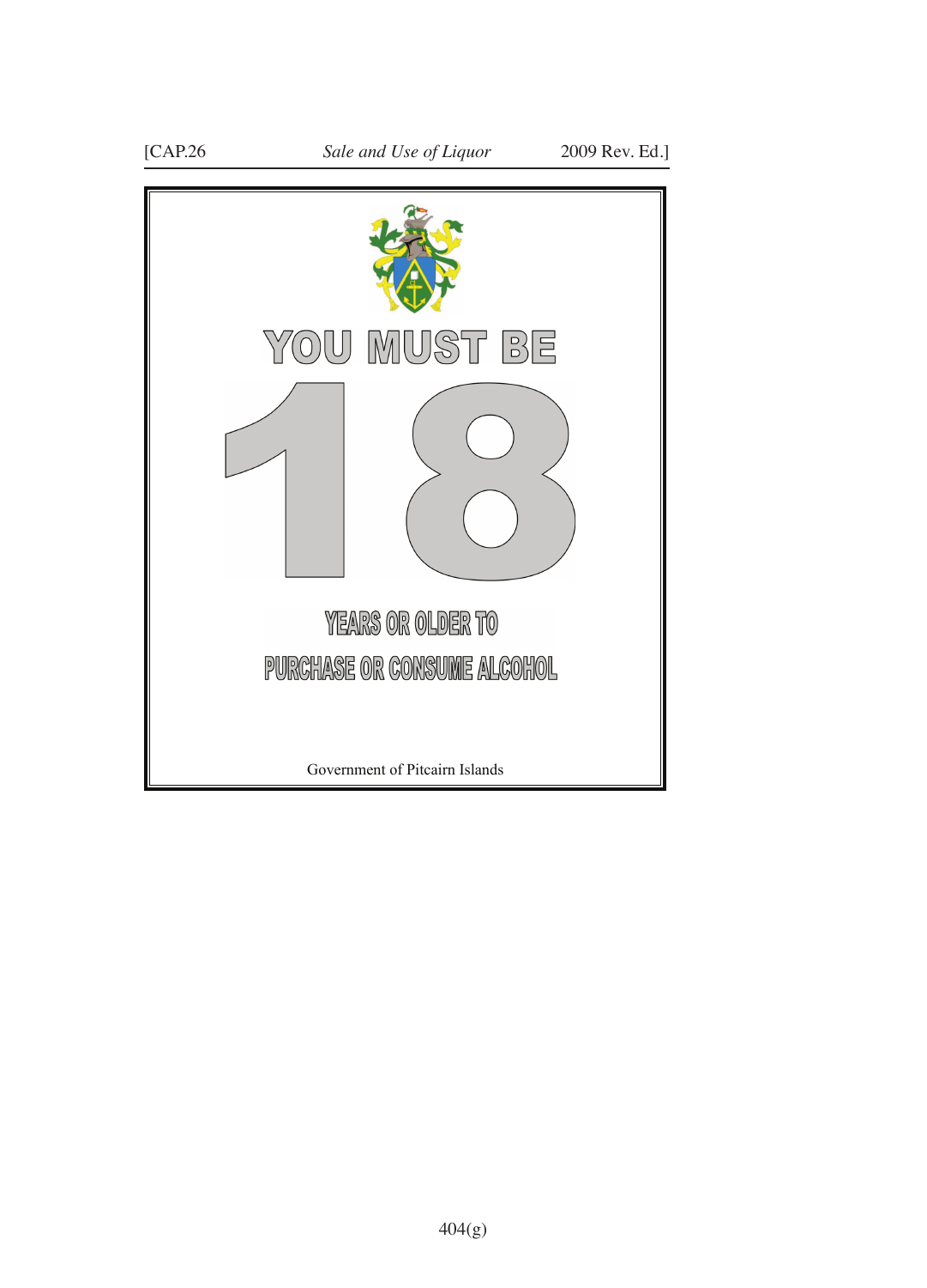YOU MUST BE

18

YEARS OR OLDER TO

PURCHASE OR CONSUME ALCOHOL

Government of Pitcairn Islands